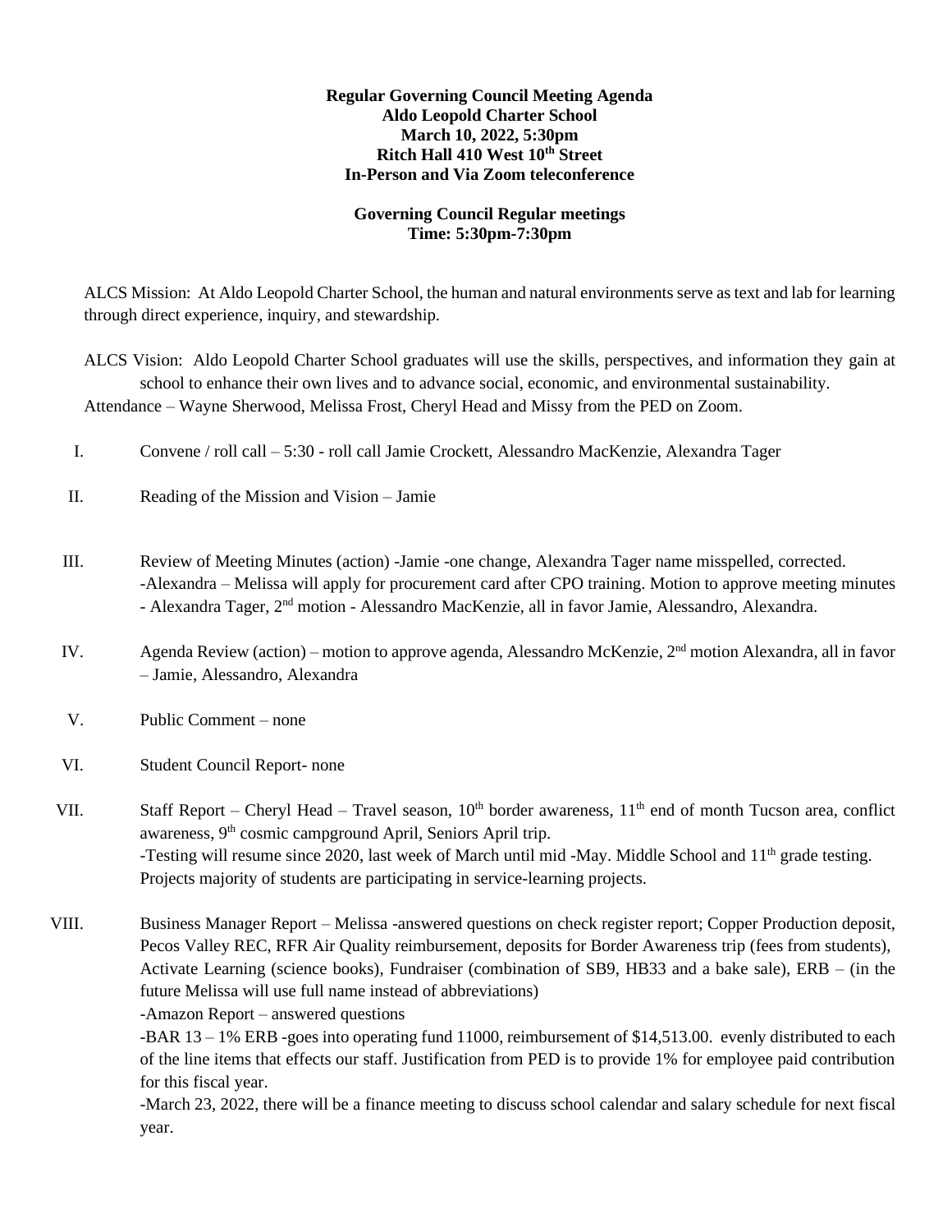**Regular Governing Council Meeting Agenda**
**Aldo Leopold Charter School**
**March 10, 2022, 5:30pm**
**Ritch Hall 410 West 10th Street**
**In-Person and Via Zoom teleconference**

**Governing Council Regular meetings**
**Time: 5:30pm-7:30pm**

ALCS Mission: At Aldo Leopold Charter School, the human and natural environments serve as text and lab for learning through direct experience, inquiry, and stewardship.

ALCS Vision: Aldo Leopold Charter School graduates will use the skills, perspectives, and information they gain at school to enhance their own lives and to advance social, economic, and environmental sustainability.

Attendance – Wayne Sherwood, Melissa Frost, Cheryl Head and Missy from the PED on Zoom.

I. Convene / roll call – 5:30 - roll call Jamie Crockett, Alessandro MacKenzie, Alexandra Tager

II. Reading of the Mission and Vision – Jamie

III. Review of Meeting Minutes (action) -Jamie -one change, Alexandra Tager name misspelled, corrected. -Alexandra – Melissa will apply for procurement card after CPO training. Motion to approve meeting minutes - Alexandra Tager, 2nd motion - Alessandro MacKenzie, all in favor Jamie, Alessandro, Alexandra.

IV. Agenda Review (action) – motion to approve agenda, Alessandro McKenzie, 2nd motion Alexandra, all in favor – Jamie, Alessandro, Alexandra

V. Public Comment – none

VI. Student Council Report- none

VII. Staff Report – Cheryl Head – Travel season, 10th border awareness, 11th end of month Tucson area, conflict awareness, 9th cosmic campground April, Seniors April trip.
-Testing will resume since 2020, last week of March until mid -May. Middle School and 11th grade testing.
Projects majority of students are participating in service-learning projects.

VIII. Business Manager Report – Melissa -answered questions on check register report; Copper Production deposit, Pecos Valley REC, RFR Air Quality reimbursement, deposits for Border Awareness trip (fees from students), Activate Learning (science books), Fundraiser (combination of SB9, HB33 and a bake sale), ERB – (in the future Melissa will use full name instead of abbreviations)
-Amazon Report – answered questions
-BAR 13 – 1% ERB -goes into operating fund 11000, reimbursement of $14,513.00. evenly distributed to each of the line items that effects our staff. Justification from PED is to provide 1% for employee paid contribution for this fiscal year.
-March 23, 2022, there will be a finance meeting to discuss school calendar and salary schedule for next fiscal year.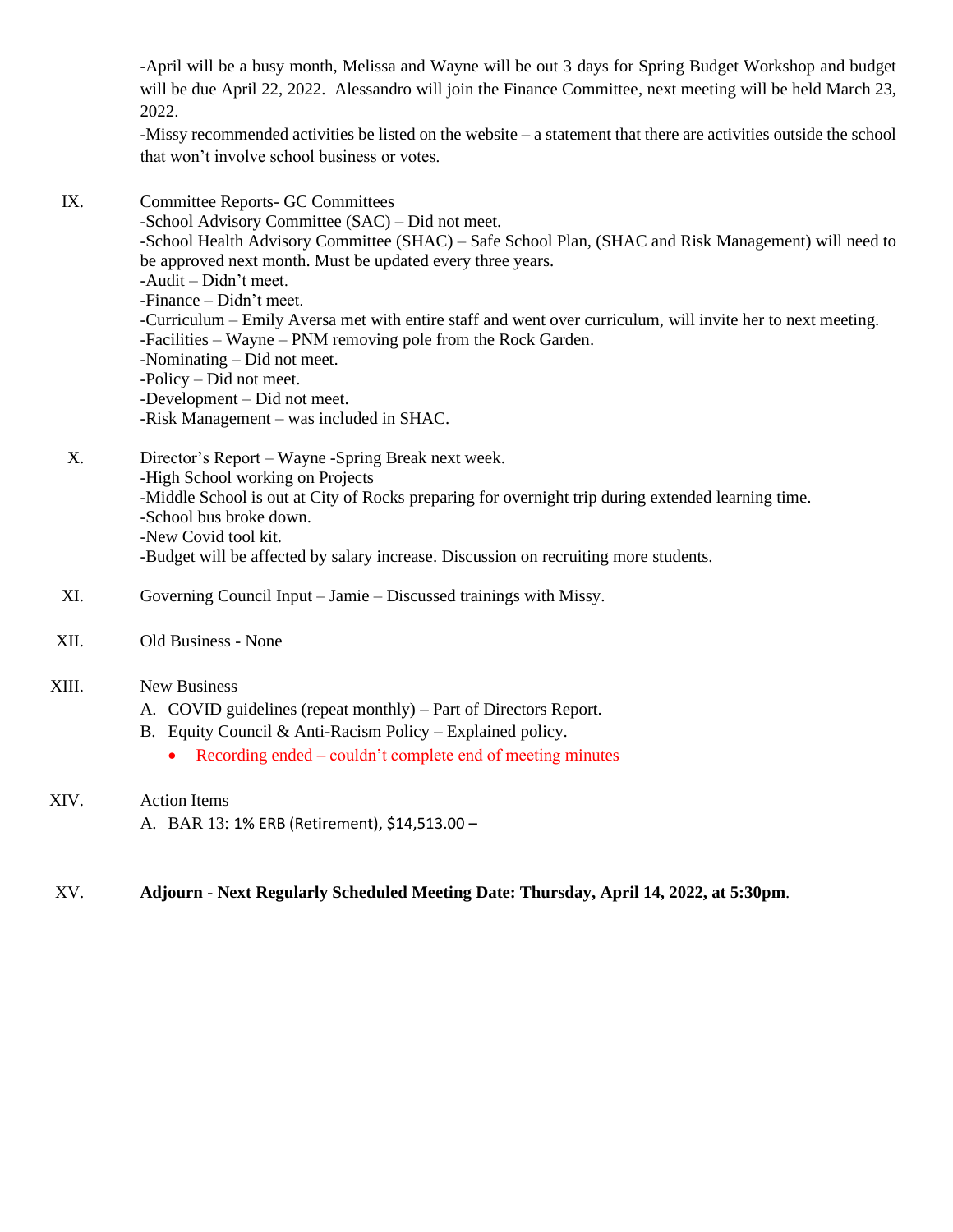-April will be a busy month, Melissa and Wayne will be out 3 days for Spring Budget Workshop and budget will be due April 22, 2022. Alessandro will join the Finance Committee, next meeting will be held March 23, 2022.

-Missy recommended activities be listed on the website – a statement that there are activities outside the school that won't involve school business or votes.

IX. Committee Reports- GC Committees

-School Advisory Committee (SAC) – Did not meet.

-School Health Advisory Committee (SHAC) – Safe School Plan, (SHAC and Risk Management) will need to be approved next month. Must be updated every three years.

-Audit – Didn't meet.

-Finance – Didn't meet.

-Curriculum – Emily Aversa met with entire staff and went over curriculum, will invite her to next meeting.

-Facilities – Wayne – PNM removing pole from the Rock Garden.

-Nominating – Did not meet.

-Policy – Did not meet.

-Development – Did not meet.

-Risk Management – was included in SHAC.

X. Director's Report – Wayne -Spring Break next week.

-High School working on Projects

-Middle School is out at City of Rocks preparing for overnight trip during extended learning time.

-School bus broke down.

-New Covid tool kit.

-Budget will be affected by salary increase. Discussion on recruiting more students.

XI. Governing Council Input – Jamie – Discussed trainings with Missy.

XII. Old Business - None

XIII. New Business

A. COVID guidelines (repeat monthly) – Part of Directors Report.

B. Equity Council & Anti-Racism Policy – Explained policy.

- Recording ended – couldn't complete end of meeting minutes

XIV. Action Items

A. BAR 13: 1% ERB (Retirement), $14,513.00 –

XV. **Adjourn - Next Regularly Scheduled Meeting Date: Thursday, April 14, 2022, at 5:30pm**.